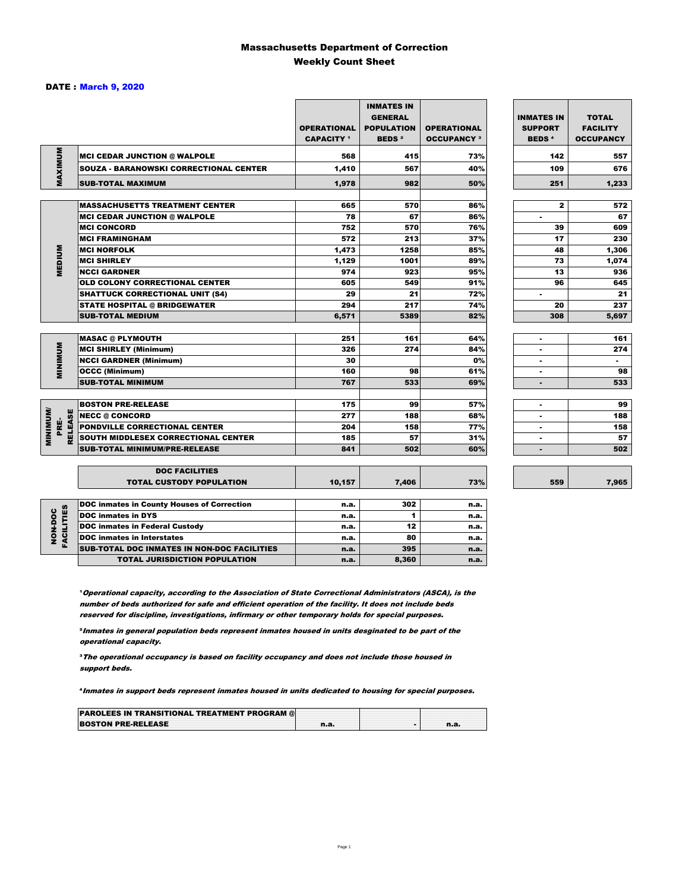# Massachusetts Department of Correction
## Weekly Count Sheet

**DATE : March 9, 2020**

| | | OPERATIONAL CAPACITY [1] | INMATES IN GENERAL POPULATION BEDS [2] | OPERATIONAL OCCUPANCY [3] | INMATES IN SUPPORT BEDS [4] | TOTAL FACILITY OCCUPANCY |
|---|---|---|---|---|---|---|
| MAXIMUM | MCI CEDAR JUNCTION @ WALPOLE | 568 | 415 | 73% | 142 | 557 |
| | SOUZA - BARANOWSKI CORRECTIONAL CENTER | 1,410 | 567 | 40% | 109 | 676 |
| | SUB-TOTAL MAXIMUM | 1,978 | 982 | 50% | 251 | 1,233 |
| MEDIUM | MASSACHUSETTS TREATMENT CENTER | 665 | 570 | 86% | 2 | 572 |
| | MCI CEDAR JUNCTION @ WALPOLE | 78 | 67 | 86% | - | 67 |
| | MCI CONCORD | 752 | 570 | 76% | 39 | 609 |
| | MCI FRAMINGHAM | 572 | 213 | 37% | 17 | 230 |
| | MCI NORFOLK | 1,473 | 1258 | 85% | 48 | 1,306 |
| | MCI SHIRLEY | 1,129 | 1001 | 89% | 73 | 1,074 |
| | NCCI GARDNER | 974 | 923 | 95% | 13 | 936 |
| | OLD COLONY CORRECTIONAL CENTER | 605 | 549 | 91% | 96 | 645 |
| | SHATTUCK CORRECTIONAL UNIT (S4) | 29 | 21 | 72% | - | 21 |
| | STATE HOSPITAL @ BRIDGEWATER | 294 | 217 | 74% | 20 | 237 |
| | SUB-TOTAL MEDIUM | 6,571 | 5389 | 82% | 308 | 5,697 |
| MINIMUM | MASAC @ PLYMOUTH | 251 | 161 | 64% | - | 161 |
| | MCI SHIRLEY (Minimum) | 326 | 274 | 84% | - | 274 |
| | NCCI GARDNER (Minimum) | 30 | | 0% | - | - |
| | OCCC (Minimum) | 160 | 98 | 61% | - | 98 |
| | SUB-TOTAL MINIMUM | 767 | 533 | 69% | - | 533 |
| MINIMUM/ PRE-RELEASE | BOSTON PRE-RELEASE | 175 | 99 | 57% | - | 99 |
| | NECC @ CONCORD | 277 | 188 | 68% | - | 188 |
| | PONDVILLE CORRECTIONAL CENTER | 204 | 158 | 77% | - | 158 |
| | SOUTH MIDDLESEX CORRECTIONAL CENTER | 185 | 57 | 31% | - | 57 |
| | SUB-TOTAL MINIMUM/PRE-RELEASE | 841 | 502 | 60% | - | 502 |
| | DOC FACILITIES TOTAL CUSTODY POPULATION | 10,157 | 7,406 | 73% | 559 | 7,965 |
| NON-DOC FACILITIES | DOC inmates in County Houses of Correction | n.a. | 302 | n.a. | | |
| | DOC inmates in DYS | n.a. | 1 | n.a. | | |
| | DOC inmates in Federal Custody | n.a. | 12 | n.a. | | |
| | DOC inmates in Interstates | n.a. | 80 | n.a. | | |
| | SUB-TOTAL DOC INMATES IN NON-DOC FACILITIES | n.a. | 395 | n.a. | | |
| | TOTAL JURISDICTION POPULATION | n.a. | 8,360 | n.a. | | |

[1] *Operational capacity, according to the Association of State Correctional Administrators (ASCA), is the number of beds authorized for safe and efficient operation of the facility. It does not include beds reserved for discipline, investigations, infirmary or other temporary holds for special purposes.*

[2] *Inmates in general population beds represent inmates housed in units desginated to be part of the operational capacity.*

[3] *The operational occupancy is based on facility occupancy and does not include those housed in support beds.*

[4] *Inmates in support beds represent inmates housed in units dedicated to housing for special purposes.*

| | | | |
|---|---|---|---|
| PAROLEES IN TRANSITIONAL TREATMENT PROGRAM @ BOSTON PRE-RELEASE | n.a. | - | n.a. |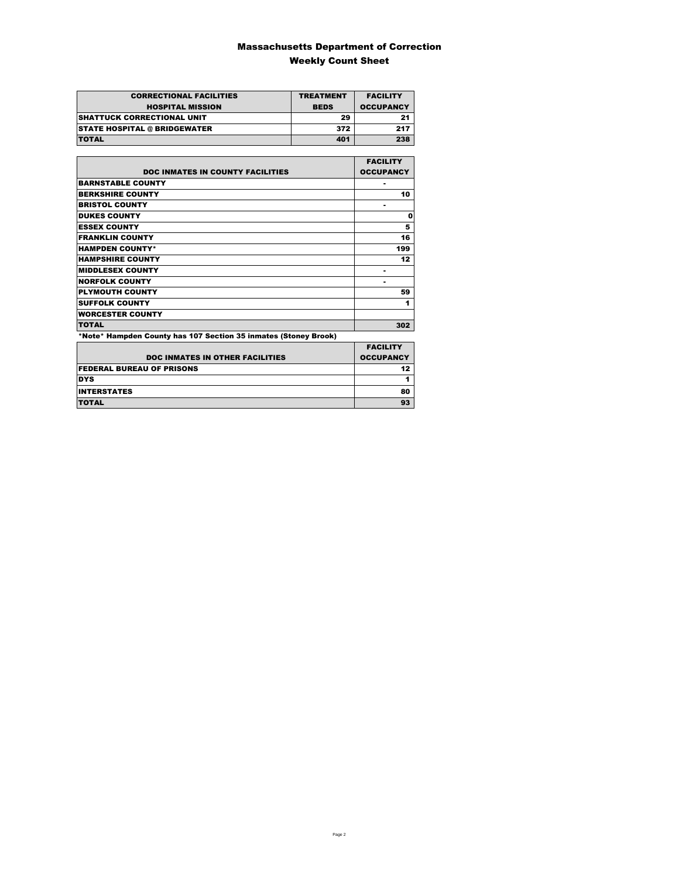# Massachusetts Department of Correction

## Weekly Count Sheet

| CORRECTIONAL FACILITIES HOSPITAL MISSION | TREATMENT BEDS | FACILITY OCCUPANCY |
|---|---|---|
| SHATTUCK CORRECTIONAL UNIT | 29 | 21 |
| STATE HOSPITAL @ BRIDGEWATER | 372 | 217 |
| TOTAL | 401 | 238 |

| DOC INMATES IN COUNTY FACILITIES | FACILITY OCCUPANCY |
|---|---|
| BARNSTABLE COUNTY | - |
| BERKSHIRE COUNTY | 10 |
| BRISTOL COUNTY | - |
| DUKES COUNTY | 0 |
| ESSEX COUNTY | 5 |
| FRANKLIN COUNTY | 16 |
| HAMPDEN COUNTY* | 199 |
| HAMPSHIRE COUNTY | 12 |
| MIDDLESEX COUNTY | - |
| NORFOLK COUNTY | - |
| PLYMOUTH COUNTY | 59 |
| SUFFOLK COUNTY | 1 |
| WORCESTER COUNTY | |
| TOTAL | 302 |

*Note* Hampden County has 107 Section 35 inmates (Stoney Brook)

| DOC INMATES IN OTHER FACILITIES | FACILITY OCCUPANCY |
|---|---|
| FEDERAL BUREAU OF PRISONS | 12 |
| DYS | 1 |
| INTERSTATES | 80 |
| TOTAL | 93 |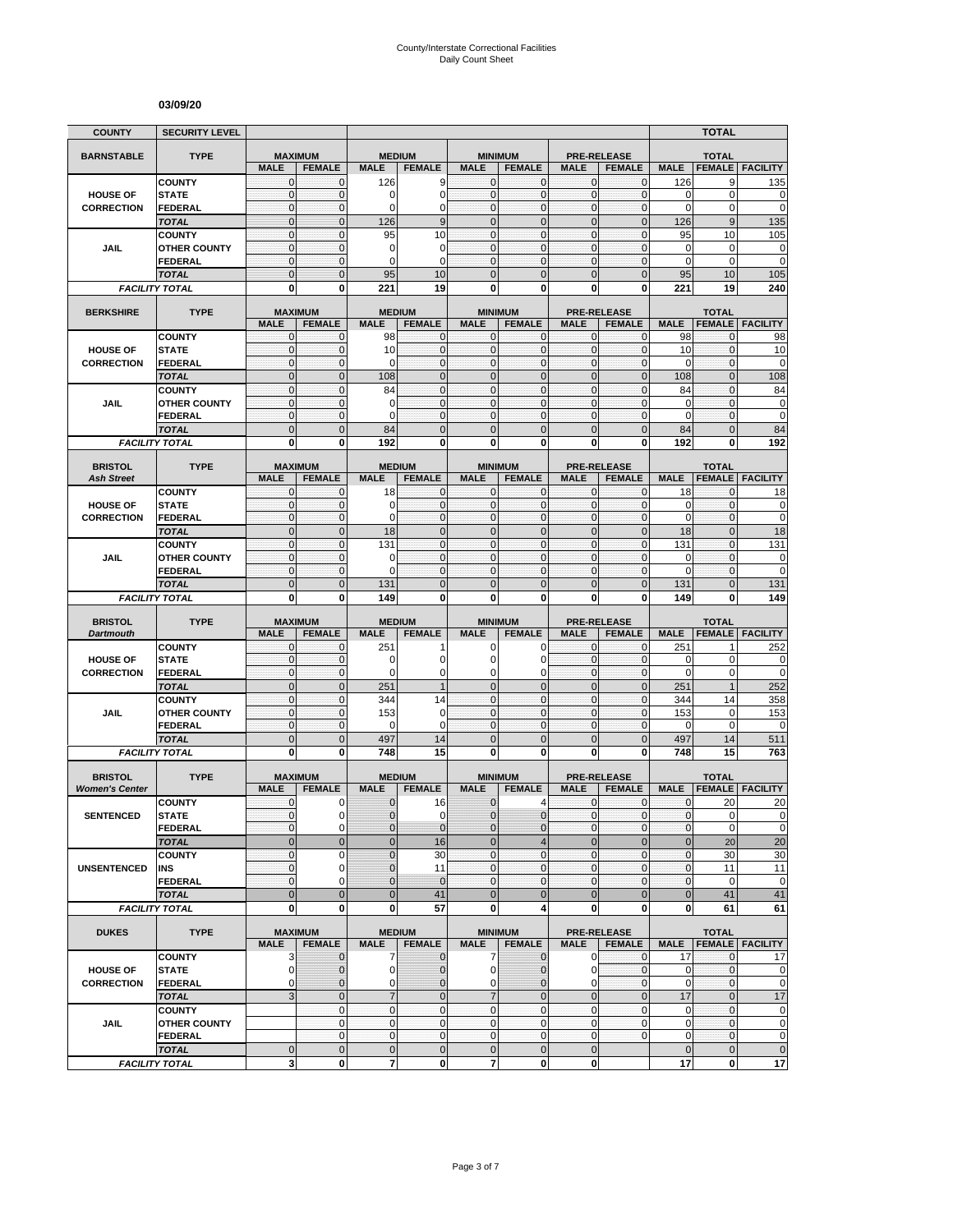County/Interstate Correctional Facilities
Daily Count Sheet

**03/09/20**

| COUNTY | SECURITY LEVEL | | | | | | | | | TOTAL | | |
|---|---|---|---|---|---|---|---|---|---|---|---|---|
| **BARNSTABLE** | **TYPE** | **MAXIMUM** | | **MEDIUM** | | **MINIMUM** | | **PRE-RELEASE** | | **TOTAL** | | |
| | | MALE | FEMALE | MALE | FEMALE | MALE | FEMALE | MALE | FEMALE | MALE | FEMALE | FACILITY |
| **HOUSE OF CORRECTION** | COUNTY | 0 | 0 | 126 | 9 | 0 | 0 | 0 | 0 | 126 | 9 | 135 |
| | STATE | 0 | 0 | 0 | 0 | 0 | 0 | 0 | 0 | 0 | 0 | 0 |
| | FEDERAL | 0 | 0 | 0 | 0 | 0 | 0 | 0 | 0 | 0 | 0 | 0 |
| | TOTAL | 0 | 0 | 126 | 9 | 0 | 0 | 0 | 0 | 126 | 9 | 135 |
| **JAIL** | COUNTY | 0 | 0 | 95 | 10 | 0 | 0 | 0 | 0 | 95 | 10 | 105 |
| | OTHER COUNTY | 0 | 0 | 0 | 0 | 0 | 0 | 0 | 0 | 0 | 0 | 0 |
| | FEDERAL | 0 | 0 | 0 | 0 | 0 | 0 | 0 | 0 | 0 | 0 | 0 |
| | TOTAL | 0 | 0 | 95 | 10 | 0 | 0 | 0 | 0 | 95 | 10 | 105 |
| **FACILITY TOTAL** | | 0 | 0 | 221 | 19 | 0 | 0 | 0 | 0 | 221 | 19 | 240 |
| **BERKSHIRE** | **TYPE** | **MAXIMUM** | | **MEDIUM** | | **MINIMUM** | | **PRE-RELEASE** | | **TOTAL** | | |
| | | MALE | FEMALE | MALE | FEMALE | MALE | FEMALE | MALE | FEMALE | MALE | FEMALE | FACILITY |
| **HOUSE OF CORRECTION** | COUNTY | 0 | 0 | 98 | 0 | 0 | 0 | 0 | 0 | 98 | 0 | 98 |
| | STATE | 0 | 0 | 10 | 0 | 0 | 0 | 0 | 0 | 10 | 0 | 10 |
| | FEDERAL | 0 | 0 | 0 | 0 | 0 | 0 | 0 | 0 | 0 | 0 | 0 |
| | TOTAL | 0 | 0 | 108 | 0 | 0 | 0 | 0 | 0 | 108 | 0 | 108 |
| **JAIL** | COUNTY | 0 | 0 | 84 | 0 | 0 | 0 | 0 | 0 | 84 | 0 | 84 |
| | OTHER COUNTY | 0 | 0 | 0 | 0 | 0 | 0 | 0 | 0 | 0 | 0 | 0 |
| | FEDERAL | 0 | 0 | 0 | 0 | 0 | 0 | 0 | 0 | 0 | 0 | 0 |
| | TOTAL | 0 | 0 | 84 | 0 | 0 | 0 | 0 | 0 | 84 | 0 | 84 |
| **FACILITY TOTAL** | | 0 | 0 | 192 | 0 | 0 | 0 | 0 | 0 | 192 | 0 | 192 |
| **BRISTOL** *Ash Street* | **TYPE** | **MAXIMUM** | | **MEDIUM** | | **MINIMUM** | | **PRE-RELEASE** | | **TOTAL** | | |
| | | MALE | FEMALE | MALE | FEMALE | MALE | FEMALE | MALE | FEMALE | MALE | FEMALE | FACILITY |
| **HOUSE OF CORRECTION** | COUNTY | 0 | 0 | 18 | 0 | 0 | 0 | 0 | 0 | 18 | 0 | 18 |
| | STATE | 0 | 0 | 0 | 0 | 0 | 0 | 0 | 0 | 0 | 0 | 0 |
| | FEDERAL | 0 | 0 | 0 | 0 | 0 | 0 | 0 | 0 | 0 | 0 | 0 |
| | TOTAL | 0 | 0 | 18 | 0 | 0 | 0 | 0 | 0 | 18 | 0 | 18 |
| **JAIL** | COUNTY | 0 | 0 | 131 | 0 | 0 | 0 | 0 | 0 | 131 | 0 | 131 |
| | OTHER COUNTY | 0 | 0 | 0 | 0 | 0 | 0 | 0 | 0 | 0 | 0 | 0 |
| | FEDERAL | 0 | 0 | 0 | 0 | 0 | 0 | 0 | 0 | 0 | 0 | 0 |
| | TOTAL | 0 | 0 | 131 | 0 | 0 | 0 | 0 | 0 | 131 | 0 | 131 |
| **FACILITY TOTAL** | | 0 | 0 | 149 | 0 | 0 | 0 | 0 | 0 | 149 | 0 | 149 |
| **BRISTOL** *Dartmouth* | **TYPE** | **MAXIMUM** | | **MEDIUM** | | **MINIMUM** | | **PRE-RELEASE** | | **TOTAL** | | |
| | | MALE | FEMALE | MALE | FEMALE | MALE | FEMALE | MALE | FEMALE | MALE | FEMALE | FACILITY |
| **HOUSE OF CORRECTION** | COUNTY | 0 | 0 | 251 | 1 | 0 | 0 | 0 | 0 | 251 | 1 | 252 |
| | STATE | 0 | 0 | 0 | 0 | 0 | 0 | 0 | 0 | 0 | 0 | 0 |
| | FEDERAL | 0 | 0 | 0 | 0 | 0 | 0 | 0 | 0 | 0 | 0 | 0 |
| | TOTAL | 0 | 0 | 251 | 1 | 0 | 0 | 0 | 0 | 251 | 1 | 252 |
| **JAIL** | COUNTY | 0 | 0 | 344 | 14 | 0 | 0 | 0 | 0 | 344 | 14 | 358 |
| | OTHER COUNTY | 0 | 0 | 153 | 0 | 0 | 0 | 0 | 0 | 153 | 0 | 153 |
| | FEDERAL | 0 | 0 | 0 | 0 | 0 | 0 | 0 | 0 | 0 | 0 | 0 |
| | TOTAL | 0 | 0 | 497 | 14 | 0 | 0 | 0 | 0 | 497 | 14 | 511 |
| **FACILITY TOTAL** | | 0 | 0 | 748 | 15 | 0 | 0 | 0 | 0 | 748 | 15 | 763 |
| **BRISTOL** *Women's Center* | **TYPE** | **MAXIMUM** | | **MEDIUM** | | **MINIMUM** | | **PRE-RELEASE** | | **TOTAL** | | |
| | | MALE | FEMALE | MALE | FEMALE | MALE | FEMALE | MALE | FEMALE | MALE | FEMALE | FACILITY |
| **SENTENCED** | COUNTY | 0 | 0 | 0 | 16 | 0 | 4 | 0 | 0 | 0 | 20 | 20 |
| | STATE | 0 | 0 | 0 | 0 | 0 | 0 | 0 | 0 | 0 | 0 | 0 |
| | FEDERAL | 0 | 0 | 0 | 0 | 0 | 0 | 0 | 0 | 0 | 0 | 0 |
| | TOTAL | 0 | 0 | 0 | 16 | 0 | 4 | 0 | 0 | 0 | 20 | 20 |
| **UNSENTENCED** | COUNTY | 0 | 0 | 0 | 30 | 0 | 0 | 0 | 0 | 0 | 30 | 30 |
| | INS | 0 | 0 | 0 | 11 | 0 | 0 | 0 | 0 | 0 | 11 | 11 |
| | FEDERAL | 0 | 0 | 0 | 0 | 0 | 0 | 0 | 0 | 0 | 0 | 0 |
| | TOTAL | 0 | 0 | 0 | 41 | 0 | 0 | 0 | 0 | 0 | 41 | 41 |
| **FACILITY TOTAL** | | 0 | 0 | 0 | 57 | 0 | 4 | 0 | 0 | 0 | 61 | 61 |
| **DUKES** | **TYPE** | **MAXIMUM** | | **MEDIUM** | | **MINIMUM** | | **PRE-RELEASE** | | **TOTAL** | | |
| | | MALE | FEMALE | MALE | FEMALE | MALE | FEMALE | MALE | FEMALE | MALE | FEMALE | FACILITY |
| **HOUSE OF CORRECTION** | COUNTY | 3 | 0 | 7 | 0 | 7 | 0 | 0 | 0 | 17 | 0 | 17 |
| | STATE | 0 | 0 | 0 | 0 | 0 | 0 | 0 | 0 | 0 | 0 | 0 |
| | FEDERAL | 0 | 0 | 0 | 0 | 0 | 0 | 0 | 0 | 0 | 0 | 0 |
| | TOTAL | 3 | 0 | 7 | 0 | 7 | 0 | 0 | 0 | 17 | 0 | 17 |
| **JAIL** | COUNTY | | 0 | 0 | 0 | 0 | 0 | 0 | 0 | 0 | 0 | 0 |
| | OTHER COUNTY | | 0 | 0 | 0 | 0 | 0 | 0 | 0 | 0 | 0 | 0 |
| | FEDERAL | | 0 | 0 | 0 | 0 | 0 | 0 | 0 | 0 | 0 | 0 |
| | TOTAL | 0 | 0 | 0 | 0 | 0 | 0 | 0 | | 0 | 0 | 0 |
| **FACILITY TOTAL** | | 3 | 0 | 7 | 0 | 7 | 0 | 0 | | 17 | 0 | 17 |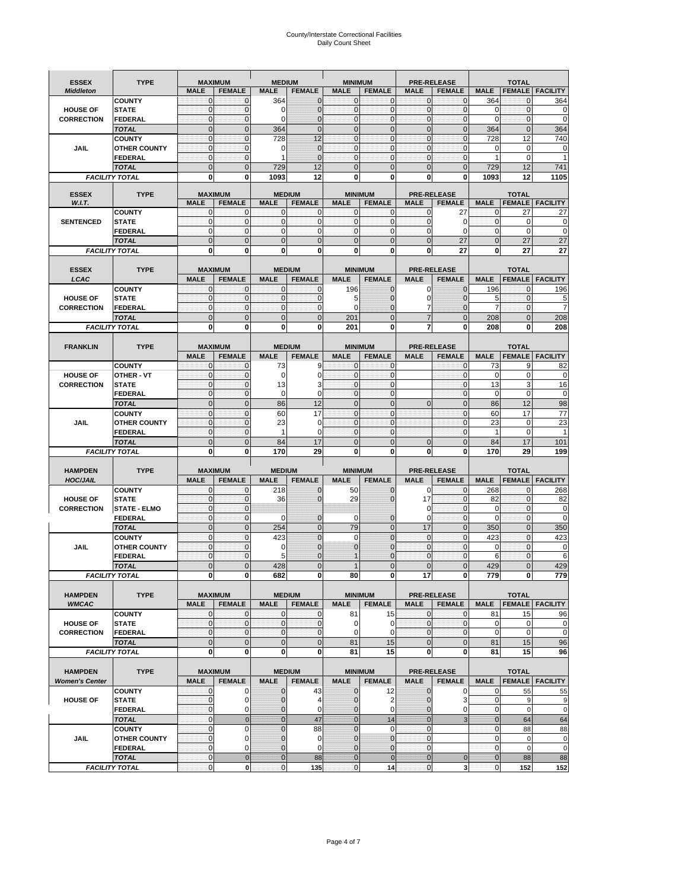# County/Interstate Correctional Facilities
## Daily Count Sheet

| ESSEX *Middleton* | TYPE | MAXIMUM MALE | MAXIMUM FEMALE | MEDIUM MALE | MEDIUM FEMALE | MINIMUM MALE | MINIMUM FEMALE | PRE-RELEASE MALE | PRE-RELEASE FEMALE | TOTAL MALE | TOTAL FEMALE | TOTAL FACILITY |
|---|---|---|---|---|---|---|---|---|---|---|---|---|
| HOUSE OF CORRECTION | COUNTY | 0 | 0 | 364 | 0 | 0 | 0 | 0 | 0 | 364 | 0 | 364 |
| | STATE | 0 | 0 | 0 | 0 | 0 | 0 | 0 | 0 | 0 | 0 | 0 |
| | FEDERAL | 0 | 0 | 0 | 0 | 0 | 0 | 0 | 0 | 0 | 0 | 0 |
| | TOTAL | 0 | 0 | 364 | 0 | 0 | 0 | 0 | 0 | 364 | 0 | 364 |
| JAIL | COUNTY | 0 | 0 | 728 | 12 | 0 | 0 | 0 | 0 | 728 | 12 | 740 |
| | OTHER COUNTY | 0 | 0 | 0 | 0 | 0 | 0 | 0 | 0 | 0 | 0 | 0 |
| | FEDERAL | 0 | 0 | 1 | 0 | 0 | 0 | 0 | 0 | 1 | 0 | 1 |
| | TOTAL | 0 | 0 | 729 | 12 | 0 | 0 | 0 | 0 | 729 | 12 | 741 |
| FACILITY TOTAL | | 0 | 0 | 1093 | 12 | 0 | 0 | 0 | 0 | 1093 | 12 | 1105 |

| ESSEX *W.I.T.* | TYPE | MAXIMUM MALE | MAXIMUM FEMALE | MEDIUM MALE | MEDIUM FEMALE | MINIMUM MALE | MINIMUM FEMALE | PRE-RELEASE MALE | PRE-RELEASE FEMALE | TOTAL MALE | TOTAL FEMALE | TOTAL FACILITY |
|---|---|---|---|---|---|---|---|---|---|---|---|---|
| SENTENCED | COUNTY | 0 | 0 | 0 | 0 | 0 | 0 | 0 | 27 | 0 | 27 | 27 |
| | STATE | 0 | 0 | 0 | 0 | 0 | 0 | 0 | 0 | 0 | 0 | 0 |
| | FEDERAL | 0 | 0 | 0 | 0 | 0 | 0 | 0 | 0 | 0 | 0 | 0 |
| | TOTAL | 0 | 0 | 0 | 0 | 0 | 0 | 0 | 27 | 0 | 27 | 27 |
| FACILITY TOTAL | | 0 | 0 | 0 | 0 | 0 | 0 | 0 | 27 | 0 | 27 | 27 |

| ESSEX *LCAC* | TYPE | MAXIMUM MALE | MAXIMUM FEMALE | MEDIUM MALE | MEDIUM FEMALE | MINIMUM MALE | MINIMUM FEMALE | PRE-RELEASE MALE | PRE-RELEASE FEMALE | TOTAL MALE | TOTAL FEMALE | TOTAL FACILITY |
|---|---|---|---|---|---|---|---|---|---|---|---|---|
| HOUSE OF CORRECTION | COUNTY | 0 | 0 | 0 | 0 | 196 | 0 | 0 | 0 | 196 | 0 | 196 |
| | STATE | 0 | 0 | 0 | 0 | 5 | 0 | 0 | 0 | 5 | 0 | 5 |
| | FEDERAL | 0 | 0 | 0 | 0 | 0 | 0 | 7 | 0 | 7 | 0 | 7 |
| | TOTAL | 0 | 0 | 0 | 0 | 201 | 0 | 7 | 0 | 208 | 0 | 208 |
| FACILITY TOTAL | | 0 | 0 | 0 | 0 | 201 | 0 | 7 | 0 | 208 | 0 | 208 |

| FRANKLIN | TYPE | MAXIMUM MALE | MAXIMUM FEMALE | MEDIUM MALE | MEDIUM FEMALE | MINIMUM MALE | MINIMUM FEMALE | PRE-RELEASE MALE | PRE-RELEASE FEMALE | TOTAL MALE | TOTAL FEMALE | TOTAL FACILITY |
|---|---|---|---|---|---|---|---|---|---|---|---|---|
| HOUSE OF CORRECTION | COUNTY | 0 | 0 | 73 | 9 | 0 | 0 | | 0 | 73 | 9 | 82 |
| | OTHER - VT | 0 | 0 | 0 | 0 | 0 | 0 | | 0 | 0 | 0 | 0 |
| | STATE | 0 | 0 | 13 | 3 | 0 | 0 | | 0 | 13 | 3 | 16 |
| | FEDERAL | 0 | 0 | 0 | 0 | 0 | 0 | | 0 | 0 | 0 | 0 |
| | TOTAL | 0 | 0 | 86 | 12 | 0 | 0 | 0 | 0 | 86 | 12 | 98 |
| JAIL | COUNTY | 0 | 0 | 60 | 17 | 0 | 0 | | 0 | 60 | 17 | 77 |
| | OTHER COUNTY | 0 | 0 | 23 | 0 | 0 | 0 | | 0 | 23 | 0 | 23 |
| | FEDERAL | 0 | 0 | 1 | 0 | 0 | 0 | | 0 | 1 | 0 | 1 |
| | TOTAL | 0 | 0 | 84 | 17 | 0 | 0 | 0 | 0 | 84 | 17 | 101 |
| FACILITY TOTAL | | 0 | 0 | 170 | 29 | 0 | 0 | 0 | 0 | 170 | 29 | 199 |

| HAMPDEN *HOC/JAIL* | TYPE | MAXIMUM MALE | MAXIMUM FEMALE | MEDIUM MALE | MEDIUM FEMALE | MINIMUM MALE | MINIMUM FEMALE | PRE-RELEASE MALE | PRE-RELEASE FEMALE | TOTAL MALE | TOTAL FEMALE | TOTAL FACILITY |
|---|---|---|---|---|---|---|---|---|---|---|---|---|
| HOUSE OF CORRECTION | COUNTY | 0 | 0 | 218 | 0 | 50 | 0 | 0 | 0 | 268 | 0 | 268 |
| | STATE | 0 | 0 | 36 | 0 | 29 | 0 | 17 | 0 | 82 | 0 | 82 |
| | STATE - ELMO | 0 | 0 | | | | | 0 | 0 | 0 | 0 | 0 |
| | FEDERAL | 0 | 0 | 0 | 0 | 0 | 0 | 0 | 0 | 0 | 0 | 0 |
| | TOTAL | 0 | 0 | 254 | 0 | 79 | 0 | 17 | 0 | 350 | 0 | 350 |
| JAIL | COUNTY | 0 | 0 | 423 | 0 | 0 | 0 | 0 | 0 | 423 | 0 | 423 |
| | OTHER COUNTY | 0 | 0 | 0 | 0 | 0 | 0 | 0 | 0 | 0 | 0 | 0 |
| | FEDERAL | 0 | 0 | 5 | 0 | 1 | 0 | 0 | 0 | 6 | 0 | 6 |
| | TOTAL | 0 | 0 | 428 | 0 | 1 | 0 | 0 | 0 | 429 | 0 | 429 |
| FACILITY TOTAL | | 0 | 0 | 682 | 0 | 80 | 0 | 17 | 0 | 779 | 0 | 779 |

| HAMPDEN *WMCAC* | TYPE | MAXIMUM MALE | MAXIMUM FEMALE | MEDIUM MALE | MEDIUM FEMALE | MINIMUM MALE | MINIMUM FEMALE | PRE-RELEASE MALE | PRE-RELEASE FEMALE | TOTAL MALE | TOTAL FEMALE | TOTAL FACILITY |
|---|---|---|---|---|---|---|---|---|---|---|---|---|
| HOUSE OF CORRECTION | COUNTY | 0 | 0 | 0 | 0 | 81 | 15 | 0 | 0 | 81 | 15 | 96 |
| | STATE | 0 | 0 | 0 | 0 | 0 | 0 | 0 | 0 | 0 | 0 | 0 |
| | FEDERAL | 0 | 0 | 0 | 0 | 0 | 0 | 0 | 0 | 0 | 0 | 0 |
| | TOTAL | 0 | 0 | 0 | 0 | 81 | 15 | 0 | 0 | 81 | 15 | 96 |
| FACILITY TOTAL | | 0 | 0 | 0 | 0 | 81 | 15 | 0 | 0 | 81 | 15 | 96 |

| HAMPDEN *Women's Center* | TYPE | MAXIMUM MALE | MAXIMUM FEMALE | MEDIUM MALE | MEDIUM FEMALE | MINIMUM MALE | MINIMUM FEMALE | PRE-RELEASE MALE | PRE-RELEASE FEMALE | TOTAL MALE | TOTAL FEMALE | TOTAL FACILITY |
|---|---|---|---|---|---|---|---|---|---|---|---|---|
| HOUSE OF | COUNTY | 0 | 0 | 0 | 43 | 0 | 12 | 0 | 0 | 0 | 55 | 55 |
| | STATE | 0 | 0 | 0 | 4 | 0 | 2 | 0 | 3 | 0 | 9 | 9 |
| | FEDERAL | 0 | 0 | 0 | 0 | 0 | 0 | 0 | 0 | 0 | 0 | 0 |
| | TOTAL | 0 | 0 | 0 | 47 | 0 | 14 | 0 | 3 | 0 | 64 | 64 |
| JAIL | COUNTY | 0 | 0 | 0 | 88 | 0 | 0 | 0 | | 0 | 88 | 88 |
| | OTHER COUNTY | 0 | 0 | 0 | 0 | 0 | 0 | 0 | | 0 | 0 | 0 |
| | FEDERAL | 0 | 0 | 0 | 0 | 0 | 0 | 0 | | 0 | 0 | 0 |
| | TOTAL | 0 | 0 | 0 | 88 | 0 | 0 | 0 | 0 | 0 | 88 | 88 |
| FACILITY TOTAL | | 0 | 0 | 0 | 135 | 0 | 14 | 0 | 3 | 0 | 152 | 152 |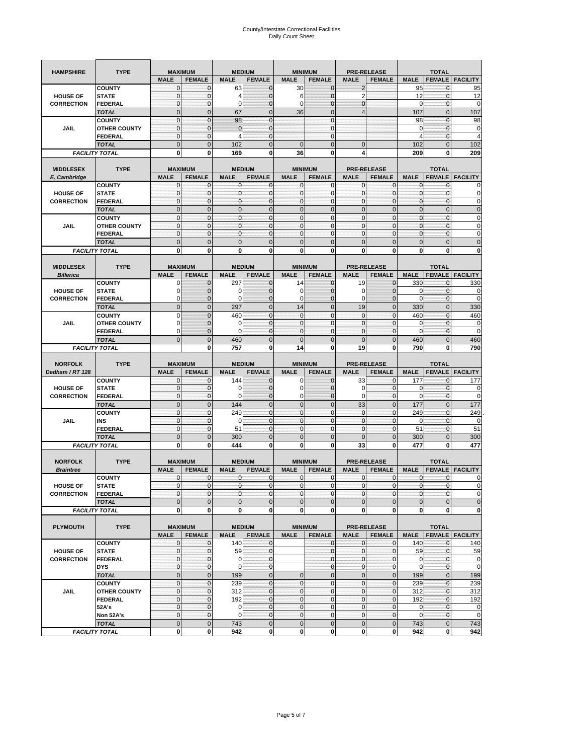# County/Interstate Correctional Facilities
## Daily Count Sheet

| HAMPSHIRE | TYPE | MAXIMUM | | MEDIUM | | MINIMUM | | PRE-RELEASE | | TOTAL | | |
|---|---|---|---|---|---|---|---|---|---|---|---|---|
| | | MALE | FEMALE | MALE | FEMALE | MALE | FEMALE | MALE | FEMALE | MALE | FEMALE | FACILITY |
| HOUSE OF CORRECTION | COUNTY | 0 | 0 | 63 | 0 | 30 | 0 | 2 | | 95 | 0 | 95 |
| | STATE | 0 | 0 | 4 | 0 | 6 | 0 | 2 | | 12 | 0 | 12 |
| | FEDERAL | 0 | 0 | 0 | 0 | 0 | 0 | 0 | | 0 | 0 | 0 |
| | TOTAL | 0 | 0 | 67 | 0 | 36 | 0 | 4 | | 107 | 0 | 107 |
| JAIL | COUNTY | 0 | 0 | 98 | 0 | | 0 | | | 98 | 0 | 98 |
| | OTHER COUNTY | 0 | 0 | 0 | 0 | | 0 | | | 0 | 0 | 0 |
| | FEDERAL | 0 | 0 | 4 | 0 | | 0 | | | 4 | 0 | 4 |
| | TOTAL | 0 | 0 | 102 | 0 | 0 | 0 | 0 | | 102 | 0 | 102 |
| FACILITY TOTAL | | 0 | 0 | 169 | 0 | 36 | 0 | 4 | | 209 | 0 | 209 |

| MIDDLESEX E. Cambridge | TYPE | MAXIMUM | | MEDIUM | | MINIMUM | | PRE-RELEASE | | TOTAL | | |
|---|---|---|---|---|---|---|---|---|---|---|---|---|
| | | MALE | FEMALE | MALE | FEMALE | MALE | FEMALE | MALE | FEMALE | MALE | FEMALE | FACILITY |
| HOUSE OF CORRECTION | COUNTY | 0 | 0 | 0 | 0 | 0 | 0 | 0 | 0 | 0 | 0 | 0 |
| | STATE | 0 | 0 | 0 | 0 | 0 | 0 | 0 | 0 | 0 | 0 | 0 |
| | FEDERAL | 0 | 0 | 0 | 0 | 0 | 0 | 0 | 0 | 0 | 0 | 0 |
| | TOTAL | 0 | 0 | 0 | 0 | 0 | 0 | 0 | 0 | 0 | 0 | 0 |
| JAIL | COUNTY | 0 | 0 | 0 | 0 | 0 | 0 | 0 | 0 | 0 | 0 | 0 |
| | OTHER COUNTY | 0 | 0 | 0 | 0 | 0 | 0 | 0 | 0 | 0 | 0 | 0 |
| | FEDERAL | 0 | 0 | 0 | 0 | 0 | 0 | 0 | 0 | 0 | 0 | 0 |
| | TOTAL | 0 | 0 | 0 | 0 | 0 | 0 | 0 | 0 | 0 | 0 | 0 |
| FACILITY TOTAL | | 0 | 0 | 0 | 0 | 0 | 0 | 0 | 0 | 0 | 0 | 0 |

| MIDDLESEX Billerica | TYPE | MAXIMUM | | MEDIUM | | MINIMUM | | PRE-RELEASE | | TOTAL | | |
|---|---|---|---|---|---|---|---|---|---|---|---|---|
| | | MALE | FEMALE | MALE | FEMALE | MALE | FEMALE | MALE | FEMALE | MALE | FEMALE | FACILITY |
| HOUSE OF CORRECTION | COUNTY | 0 | 0 | 297 | 0 | 14 | 0 | 19 | 0 | 330 | 0 | 330 |
| | STATE | 0 | 0 | 0 | 0 | 0 | 0 | 0 | 0 | 0 | 0 | 0 |
| | FEDERAL | 0 | 0 | 0 | 0 | 0 | 0 | 0 | 0 | 0 | 0 | 0 |
| | TOTAL | 0 | 0 | 297 | 0 | 14 | 0 | 19 | 0 | 330 | 0 | 330 |
| JAIL | COUNTY | 0 | 0 | 460 | 0 | 0 | 0 | 0 | 0 | 460 | 0 | 460 |
| | OTHER COUNTY | 0 | 0 | 0 | 0 | 0 | 0 | 0 | 0 | 0 | 0 | 0 |
| | FEDERAL | 0 | 0 | 0 | 0 | 0 | 0 | 0 | 0 | 0 | 0 | 0 |
| | TOTAL | 0 | 0 | 460 | 0 | 0 | 0 | 0 | 0 | 460 | 0 | 460 |
| FACILITY TOTAL | | | 0 | 757 | 0 | 14 | 0 | 19 | 0 | 790 | 0 | 790 |

| NORFOLK Dedham / RT 128 | TYPE | MAXIMUM | | MEDIUM | | MINIMUM | | PRE-RELEASE | | TOTAL | | |
|---|---|---|---|---|---|---|---|---|---|---|---|---|
| | | MALE | FEMALE | MALE | FEMALE | MALE | FEMALE | MALE | FEMALE | MALE | FEMALE | FACILITY |
| HOUSE OF CORRECTION | COUNTY | 0 | 0 | 144 | 0 | 0 | 0 | 33 | 0 | 177 | 0 | 177 |
| | STATE | 0 | 0 | 0 | 0 | 0 | 0 | 0 | 0 | 0 | 0 | 0 |
| | FEDERAL | 0 | 0 | 0 | 0 | 0 | 0 | 0 | 0 | 0 | 0 | 0 |
| | TOTAL | 0 | 0 | 144 | 0 | 0 | 0 | 33 | 0 | 177 | 0 | 177 |
| JAIL | COUNTY | 0 | 0 | 249 | 0 | 0 | 0 | 0 | 0 | 249 | 0 | 249 |
| | INS | 0 | 0 | 0 | 0 | 0 | 0 | 0 | 0 | 0 | 0 | 0 |
| | FEDERAL | 0 | 0 | 51 | 0 | 0 | 0 | 0 | 0 | 51 | 0 | 51 |
| | TOTAL | 0 | 0 | 300 | 0 | 0 | 0 | 0 | 0 | 300 | 0 | 300 |
| FACILITY TOTAL | | 0 | 0 | 444 | 0 | 0 | 0 | 33 | 0 | 477 | 0 | 477 |

| NORFOLK Braintree | TYPE | MAXIMUM | | MEDIUM | | MINIMUM | | PRE-RELEASE | | TOTAL | | |
|---|---|---|---|---|---|---|---|---|---|---|---|---|
| | | MALE | FEMALE | MALE | FEMALE | MALE | FEMALE | MALE | FEMALE | MALE | FEMALE | FACILITY |
| HOUSE OF CORRECTION | COUNTY | 0 | 0 | 0 | 0 | 0 | 0 | 0 | 0 | 0 | 0 | 0 |
| | STATE | 0 | 0 | 0 | 0 | 0 | 0 | 0 | 0 | 0 | 0 | 0 |
| | FEDERAL | 0 | 0 | 0 | 0 | 0 | 0 | 0 | 0 | 0 | 0 | 0 |
| | TOTAL | 0 | 0 | 0 | 0 | 0 | 0 | 0 | 0 | 0 | 0 | 0 |
| FACILITY TOTAL | | 0 | 0 | 0 | 0 | 0 | 0 | 0 | 0 | 0 | 0 | 0 |

| PLYMOUTH | TYPE | MAXIMUM | | MEDIUM | | MINIMUM | | PRE-RELEASE | | TOTAL | | |
|---|---|---|---|---|---|---|---|---|---|---|---|---|
| | | MALE | FEMALE | MALE | FEMALE | MALE | FEMALE | MALE | FEMALE | MALE | FEMALE | FACILITY |
| HOUSE OF CORRECTION | COUNTY | 0 | 0 | 140 | 0 | | 0 | 0 | 0 | 140 | 0 | 140 |
| | STATE | 0 | 0 | 59 | 0 | | 0 | 0 | 0 | 59 | 0 | 59 |
| | FEDERAL | 0 | 0 | 0 | 0 | | 0 | 0 | 0 | 0 | 0 | 0 |
| | DYS | 0 | 0 | 0 | 0 | | 0 | 0 | 0 | 0 | 0 | 0 |
| | TOTAL | 0 | 0 | 199 | 0 | 0 | 0 | 0 | 0 | 199 | 0 | 199 |
| JAIL | COUNTY | 0 | 0 | 239 | 0 | 0 | 0 | 0 | 0 | 239 | 0 | 239 |
| | OTHER COUNTY | 0 | 0 | 312 | 0 | 0 | 0 | 0 | 0 | 312 | 0 | 312 |
| | FEDERAL | 0 | 0 | 192 | 0 | 0 | 0 | 0 | 0 | 192 | 0 | 192 |
| | 52A's | 0 | 0 | 0 | 0 | 0 | 0 | 0 | 0 | 0 | 0 | 0 |
| | Non 52A's | 0 | 0 | 0 | 0 | 0 | 0 | 0 | 0 | 0 | 0 | 0 |
| | TOTAL | 0 | 0 | 743 | 0 | 0 | 0 | 0 | 0 | 743 | 0 | 743 |
| FACILITY TOTAL | | 0 | 0 | 942 | 0 | 0 | 0 | 0 | 0 | 942 | 0 | 942 |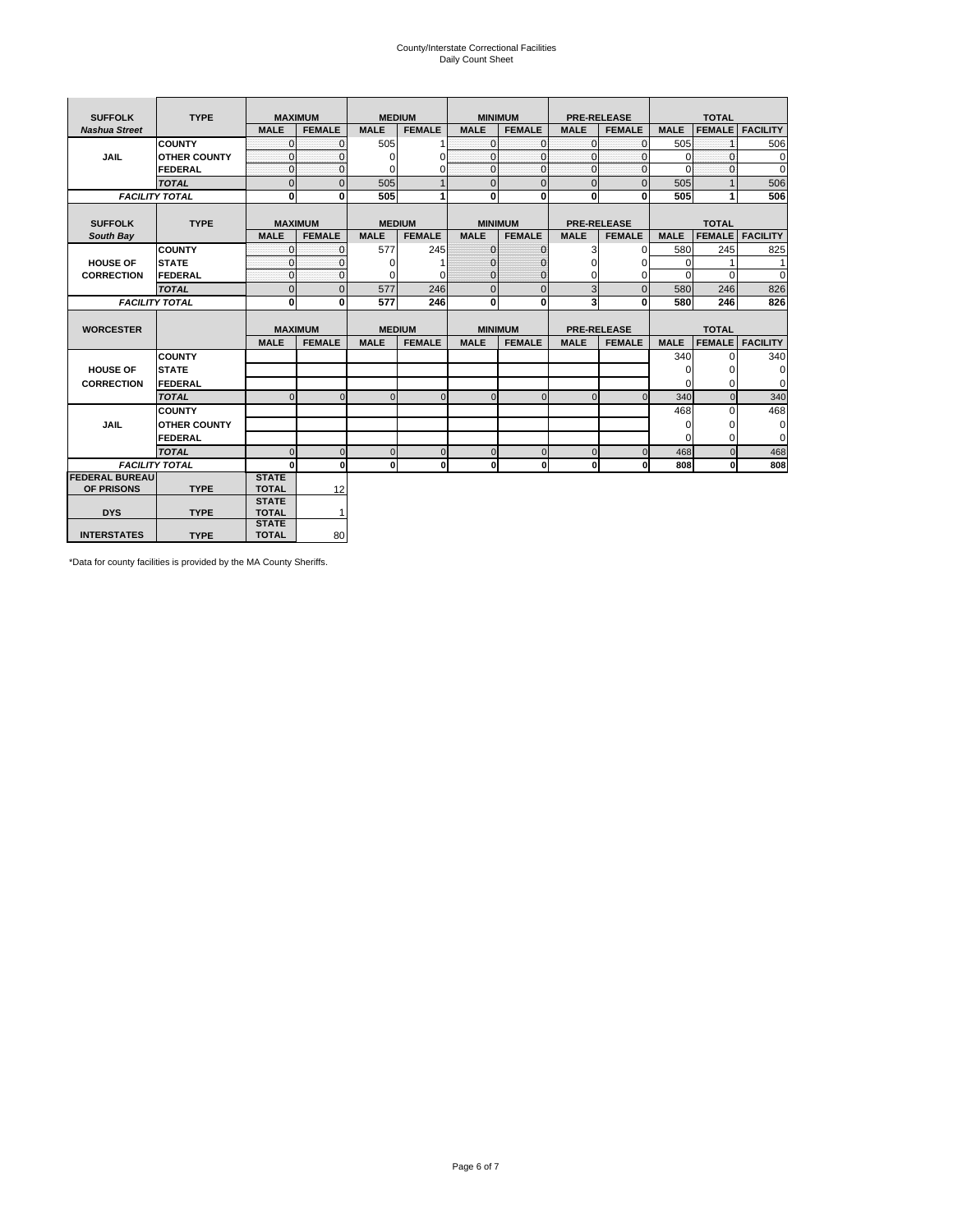# County/Interstate Correctional Facilities
## Daily Count Sheet

| SUFFOLK | TYPE | MAXIMUM | | MEDIUM | | MINIMUM | | PRE-RELEASE | | TOTAL | | |
|---|---|---|---|---|---|---|---|---|---|---|---|---|
| *Nashua Street* | | MALE | FEMALE | MALE | FEMALE | MALE | FEMALE | MALE | FEMALE | MALE | FEMALE | FACILITY |
| JAIL | COUNTY | 0 | 0 | 505 | 1 | 0 | 0 | 0 | 0 | 505 | 1 | 506 |
| | OTHER COUNTY | 0 | 0 | 0 | 0 | 0 | 0 | 0 | 0 | 0 | 0 | 0 |
| | FEDERAL | 0 | 0 | 0 | 0 | 0 | 0 | 0 | 0 | 0 | 0 | 0 |
| | *TOTAL* | 0 | 0 | 505 | 1 | 0 | 0 | 0 | 0 | 505 | 1 | 506 |
| *FACILITY TOTAL* | | **0** | **0** | **505** | **1** | **0** | **0** | **0** | **0** | **505** | **1** | **506** |

| SUFFOLK | TYPE | MAXIMUM | | MEDIUM | | MINIMUM | | PRE-RELEASE | | TOTAL | | |
|---|---|---|---|---|---|---|---|---|---|---|---|---|
| *South Bay* | | MALE | FEMALE | MALE | FEMALE | MALE | FEMALE | MALE | FEMALE | MALE | FEMALE | FACILITY |
| HOUSE OF CORRECTION | COUNTY | 0 | 0 | 577 | 245 | 0 | 0 | 3 | 0 | 580 | 245 | 825 |
| | STATE | 0 | 0 | 0 | 1 | 0 | 0 | 0 | 0 | 0 | 1 | 1 |
| | FEDERAL | 0 | 0 | 0 | 0 | 0 | 0 | 0 | 0 | 0 | 0 | 0 |
| | *TOTAL* | 0 | 0 | 577 | 246 | 0 | 0 | 3 | 0 | 580 | 246 | 826 |
| *FACILITY TOTAL* | | **0** | **0** | **577** | **246** | **0** | **0** | **3** | **0** | **580** | **246** | **826** |

| WORCESTER | | MAXIMUM | | MEDIUM | | MINIMUM | | PRE-RELEASE | | TOTAL | | |
|---|---|---|---|---|---|---|---|---|---|---|---|---|
| | | MALE | FEMALE | MALE | FEMALE | MALE | FEMALE | MALE | FEMALE | MALE | FEMALE | FACILITY |
| HOUSE OF CORRECTION | COUNTY | | | | | | | | | 340 | 0 | 340 |
| | STATE | | | | | | | | | 0 | 0 | 0 |
| | FEDERAL | | | | | | | | | 0 | 0 | 0 |
| | *TOTAL* | 0 | 0 | 0 | 0 | 0 | 0 | 0 | 0 | 340 | 0 | 340 |
| JAIL | COUNTY | | | | | | | | | 468 | 0 | 468 |
| | OTHER COUNTY | | | | | | | | | 0 | 0 | 0 |
| | FEDERAL | | | | | | | | | 0 | 0 | 0 |
| | *TOTAL* | 0 | 0 | 0 | 0 | 0 | 0 | 0 | 0 | 468 | 0 | 468 |
| *FACILITY TOTAL* | | **0** | **0** | **0** | **0** | **0** | **0** | **0** | **0** | **808** | **0** | **808** |

| | | | |
|---|---|---|---|
| FEDERAL BUREAU OF PRISONS | TYPE | STATE TOTAL | 12 |
| DYS | TYPE | STATE TOTAL | 1 |
| INTERSTATES | TYPE | STATE TOTAL | 80 |

*Data for county facilities is provided by the MA County Sheriffs.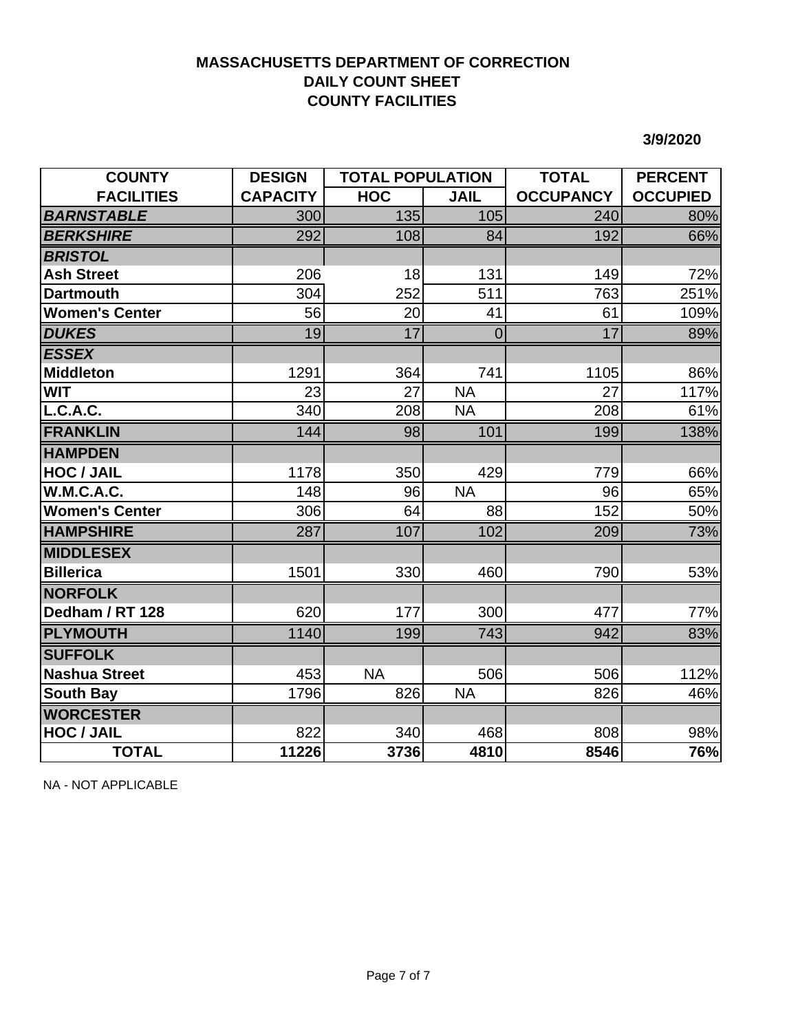**MASSACHUSETTS DEPARTMENT OF CORRECTION**
**DAILY COUNT SHEET**
**COUNTY FACILITIES**

**3/9/2020**

| COUNTY FACILITIES | DESIGN CAPACITY | TOTAL POPULATION | | TOTAL OCCUPANCY | PERCENT OCCUPIED |
|---|---|---|---|---|---|
| | | HOC | JAIL | | |
| ***BARNSTABLE*** | 300 | 135 | 105 | 240 | 80% |
| ***BERKSHIRE*** | 292 | 108 | 84 | 192 | 66% |
| ***BRISTOL*** | | | | | |
| **Ash Street** | 206 | 18 | 131 | 149 | 72% |
| **Dartmouth** | 304 | 252 | 511 | 763 | 251% |
| **Women's Center** | 56 | 20 | 41 | 61 | 109% |
| ***DUKES*** | 19 | 17 | 0 | 17 | 89% |
| ***ESSEX*** | | | | | |
| **Middleton** | 1291 | 364 | 741 | 1105 | 86% |
| **WIT** | 23 | 27 | NA | 27 | 117% |
| **L.C.A.C.** | 340 | 208 | NA | 208 | 61% |
| **FRANKLIN** | 144 | 98 | 101 | 199 | 138% |
| **HAMPDEN** | | | | | |
| **HOC / JAIL** | 1178 | 350 | 429 | 779 | 66% |
| **W.M.C.A.C.** | 148 | 96 | NA | 96 | 65% |
| **Women's Center** | 306 | 64 | 88 | 152 | 50% |
| **HAMPSHIRE** | 287 | 107 | 102 | 209 | 73% |
| **MIDDLESEX** | | | | | |
| **Billerica** | 1501 | 330 | 460 | 790 | 53% |
| **NORFOLK** | | | | | |
| **Dedham / RT 128** | 620 | 177 | 300 | 477 | 77% |
| **PLYMOUTH** | 1140 | 199 | 743 | 942 | 83% |
| **SUFFOLK** | | | | | |
| **Nashua Street** | 453 | NA | 506 | 506 | 112% |
| **South Bay** | 1796 | 826 | NA | 826 | 46% |
| **WORCESTER** | | | | | |
| **HOC / JAIL** | 822 | 340 | 468 | 808 | 98% |
| **TOTAL** | **11226** | **3736** | **4810** | **8546** | **76%** |

NA - NOT APPLICABLE